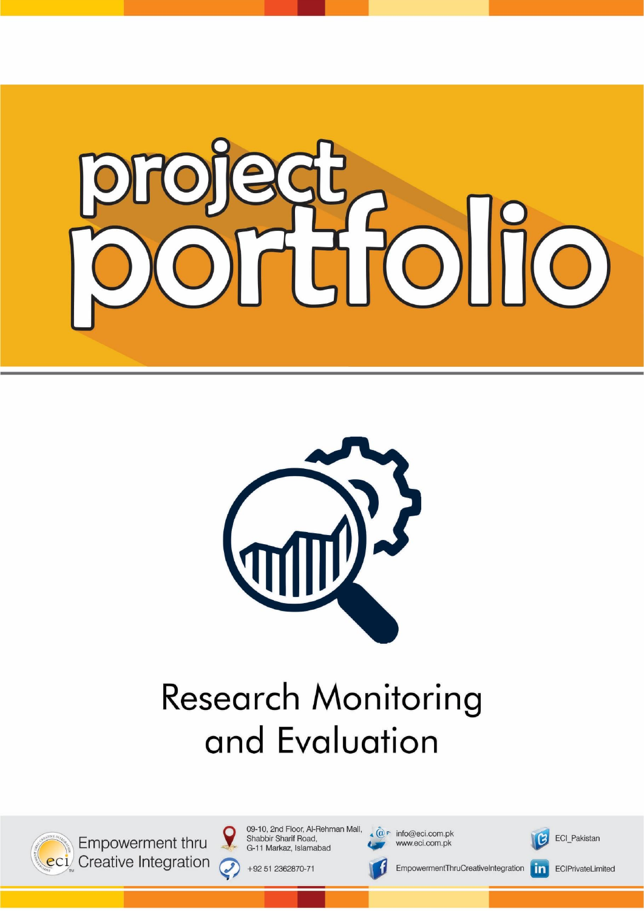# project portfolio

## Research Monitoring and Evaluation

Empowerment thru Creative Integration

09-10, 2nd Floor, Al-Rehman Mall,
Shabbir Sharif Road,
G-11 Markaz, Islamabad

+92 51 2362870-71

info@eci.com.pk
www.eci.com.pk

EmpowermentThruCreativeIntegration

ECI_Pakistan

ECIPrivateLimited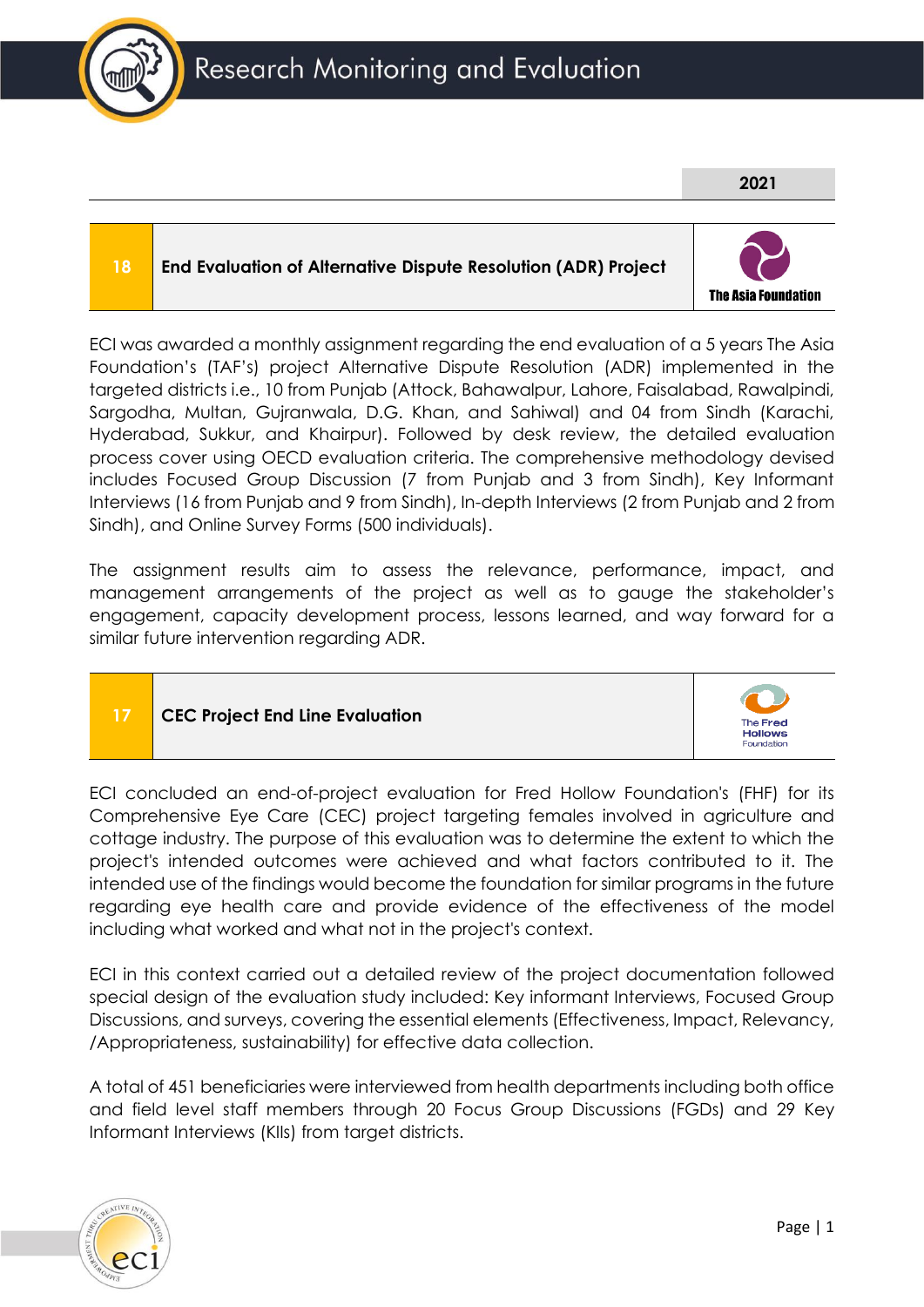| | | 2021 |
|---|---|---|

| 18 | End Evaluation of Alternative Dispute Resolution (ADR) Project | The Asia Foundation |
|---|---|---|

ECI was awarded a monthly assignment regarding the end evaluation of a 5 years The Asia Foundation's (TAF's) project Alternative Dispute Resolution (ADR) implemented in the targeted districts i.e., 10 from Punjab (Attock, Bahawalpur, Lahore, Faisalabad, Rawalpindi, Sargodha, Multan, Gujranwala, D.G. Khan, and Sahiwal) and 04 from Sindh (Karachi, Hyderabad, Sukkur, and Khairpur). Followed by desk review, the detailed evaluation process cover using OECD evaluation criteria. The comprehensive methodology devised includes Focused Group Discussion (7 from Punjab and 3 from Sindh), Key Informant Interviews (16 from Punjab and 9 from Sindh), In-depth Interviews (2 from Punjab and 2 from Sindh), and Online Survey Forms (500 individuals).

The assignment results aim to assess the relevance, performance, impact, and management arrangements of the project as well as to gauge the stakeholder's engagement, capacity development process, lessons learned, and way forward for a similar future intervention regarding ADR.

| 17 | CEC Project End Line Evaluation | The Fred Hollows Foundation |
|---|---|---|

ECI concluded an end-of-project evaluation for Fred Hollow Foundation's (FHF) for its Comprehensive Eye Care (CEC) project targeting females involved in agriculture and cottage industry. The purpose of this evaluation was to determine the extent to which the project's intended outcomes were achieved and what factors contributed to it. The intended use of the findings would become the foundation for similar programs in the future regarding eye health care and provide evidence of the effectiveness of the model including what worked and what not in the project's context.

ECI in this context carried out a detailed review of the project documentation followed special design of the evaluation study included: Key informant Interviews, Focused Group Discussions, and surveys, covering the essential elements (Effectiveness, Impact, Relevancy, /Appropriateness, sustainability) for effective data collection.

A total of 451 beneficiaries were interviewed from health departments including both office and field level staff members through 20 Focus Group Discussions (FGDs) and 29 Key Informant Interviews (KIIs) from target districts.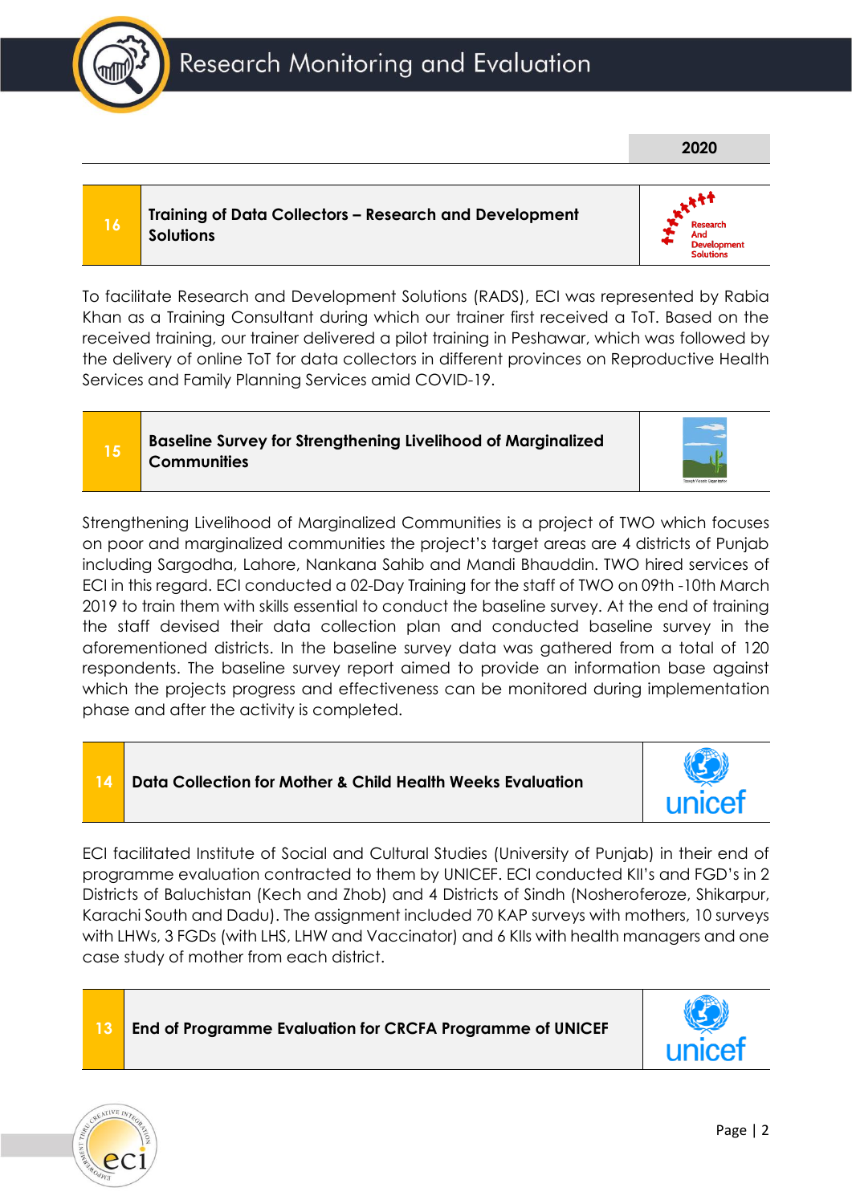**2020**

| 16 | **Training of Data Collectors – Research and Development Solutions** |
|---|---|

To facilitate Research and Development Solutions (RADS), ECI was represented by Rabia Khan as a Training Consultant during which our trainer first received a ToT. Based on the received training, our trainer delivered a pilot training in Peshawar, which was followed by the delivery of online ToT for data collectors in different provinces on Reproductive Health Services and Family Planning Services amid COVID-19.

| 15 | **Baseline Survey for Strengthening Livelihood of Marginalized Communities** |
|---|---|

Strengthening Livelihood of Marginalized Communities is a project of TWO which focuses on poor and marginalized communities the project's target areas are 4 districts of Punjab including Sargodha, Lahore, Nankana Sahib and Mandi Bhauddin. TWO hired services of ECI in this regard. ECI conducted a 02-Day Training for the staff of TWO on 09th -10th March 2019 to train them with skills essential to conduct the baseline survey. At the end of training the staff devised their data collection plan and conducted baseline survey in the aforementioned districts. In the baseline survey data was gathered from a total of 120 respondents. The baseline survey report aimed to provide an information base against which the projects progress and effectiveness can be monitored during implementation phase and after the activity is completed.

| 14 | **Data Collection for Mother & Child Health Weeks Evaluation** |
|---|---|

ECI facilitated Institute of Social and Cultural Studies (University of Punjab) in their end of programme evaluation contracted to them by UNICEF. ECI conducted KII's and FGD's in 2 Districts of Baluchistan (Kech and Zhob) and 4 Districts of Sindh (Nosheroferoze, Shikarpur, Karachi South and Dadu). The assignment included 70 KAP surveys with mothers, 10 surveys with LHWs, 3 FGDs (with LHS, LHW and Vaccinator) and 6 KIIs with health managers and one case study of mother from each district.

| 13 | **End of Programme Evaluation for CRCFA Programme of UNICEF** |
|---|---|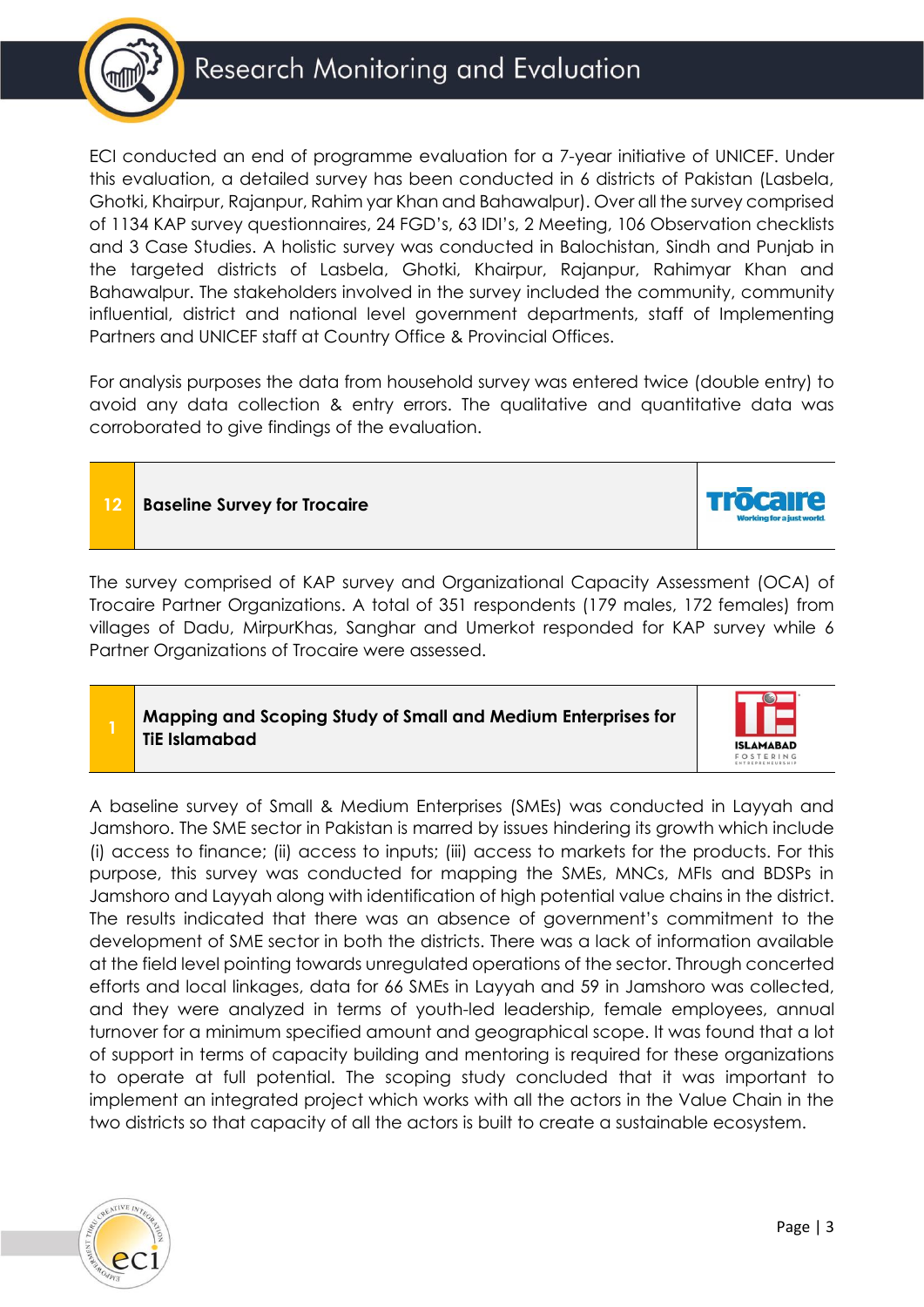ECI conducted an end of programme evaluation for a 7-year initiative of UNICEF. Under this evaluation, a detailed survey has been conducted in 6 districts of Pakistan (Lasbela, Ghotki, Khairpur, Rajanpur, Rahim yar Khan and Bahawalpur). Over all the survey comprised of 1134 KAP survey questionnaires, 24 FGD's, 63 IDI's, 2 Meeting, 106 Observation checklists and 3 Case Studies. A holistic survey was conducted in Balochistan, Sindh and Punjab in the targeted districts of Lasbela, Ghotki, Khairpur, Rajanpur, Rahimyar Khan and Bahawalpur. The stakeholders involved in the survey included the community, community influential, district and national level government departments, staff of Implementing Partners and UNICEF staff at Country Office & Provincial Offices.

For analysis purposes the data from household survey was entered twice (double entry) to avoid any data collection & entry errors. The qualitative and quantitative data was corroborated to give findings of the evaluation.

| 12 | **Baseline Survey for Trocaire** | Trōcaire Working for a just world. |
|---|---|---|

The survey comprised of KAP survey and Organizational Capacity Assessment (OCA) of Trocaire Partner Organizations. A total of 351 respondents (179 males, 172 females) from villages of Dadu, MirpurKhas, Sanghar and Umerkot responded for KAP survey while 6 Partner Organizations of Trocaire were assessed.

| 1 | **Mapping and Scoping Study of Small and Medium Enterprises for TiE Islamabad** | TiE ISLAMABAD FOSTERING ENTREPRENEURSHIP |
|---|---|---|

A baseline survey of Small & Medium Enterprises (SMEs) was conducted in Layyah and Jamshoro. The SME sector in Pakistan is marred by issues hindering its growth which include (i) access to finance; (ii) access to inputs; (iii) access to markets for the products. For this purpose, this survey was conducted for mapping the SMEs, MNCs, MFIs and BDSPs in Jamshoro and Layyah along with identification of high potential value chains in the district. The results indicated that there was an absence of government's commitment to the development of SME sector in both the districts. There was a lack of information available at the field level pointing towards unregulated operations of the sector. Through concerted efforts and local linkages, data for 66 SMEs in Layyah and 59 in Jamshoro was collected, and they were analyzed in terms of youth-led leadership, female employees, annual turnover for a minimum specified amount and geographical scope. It was found that a lot of support in terms of capacity building and mentoring is required for these organizations to operate at full potential. The scoping study concluded that it was important to implement an integrated project which works with all the actors in the Value Chain in the two districts so that capacity of all the actors is built to create a sustainable ecosystem.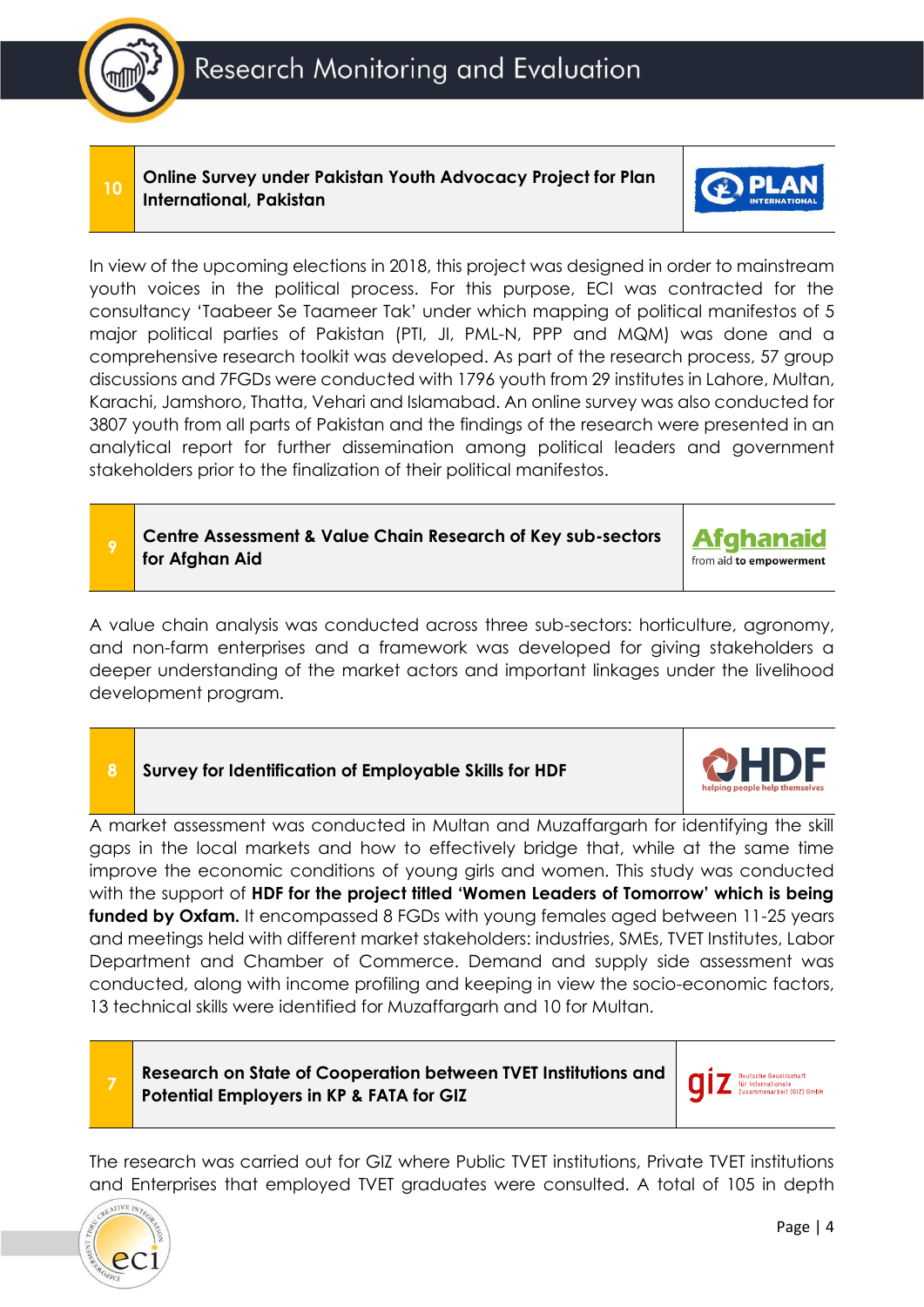## 10 Online Survey under Pakistan Youth Advocacy Project for Plan International, Pakistan

In view of the upcoming elections in 2018, this project was designed in order to mainstream youth voices in the political process. For this purpose, ECI was contracted for the consultancy 'Taabeer Se Taameer Tak' under which mapping of political manifestos of 5 major political parties of Pakistan (PTI, JI, PML-N, PPP and MQM) was done and a comprehensive research toolkit was developed. As part of the research process, 57 group discussions and 7FGDs were conducted with 1796 youth from 29 institutes in Lahore, Multan, Karachi, Jamshoro, Thatta, Vehari and Islamabad. An online survey was also conducted for 3807 youth from all parts of Pakistan and the findings of the research were presented in an analytical report for further dissemination among political leaders and government stakeholders prior to the finalization of their political manifestos.

## 9 Centre Assessment & Value Chain Research of Key sub-sectors for Afghan Aid

A value chain analysis was conducted across three sub-sectors: horticulture, agronomy, and non-farm enterprises and a framework was developed for giving stakeholders a deeper understanding of the market actors and important linkages under the livelihood development program.

## 8 Survey for Identification of Employable Skills for HDF

A market assessment was conducted in Multan and Muzaffargarh for identifying the skill gaps in the local markets and how to effectively bridge that, while at the same time improve the economic conditions of young girls and women. This study was conducted with the support of **HDF for the project titled 'Women Leaders of Tomorrow' which is being funded by Oxfam.** It encompassed 8 FGDs with young females aged between 11-25 years and meetings held with different market stakeholders: industries, SMEs, TVET Institutes, Labor Department and Chamber of Commerce. Demand and supply side assessment was conducted, along with income profiling and keeping in view the socio-economic factors, 13 technical skills were identified for Muzaffargarh and 10 for Multan.

## 7 Research on State of Cooperation between TVET Institutions and Potential Employers in KP & FATA for GIZ

The research was carried out for GIZ where Public TVET institutions, Private TVET institutions and Enterprises that employed TVET graduates were consulted. A total of 105 in depth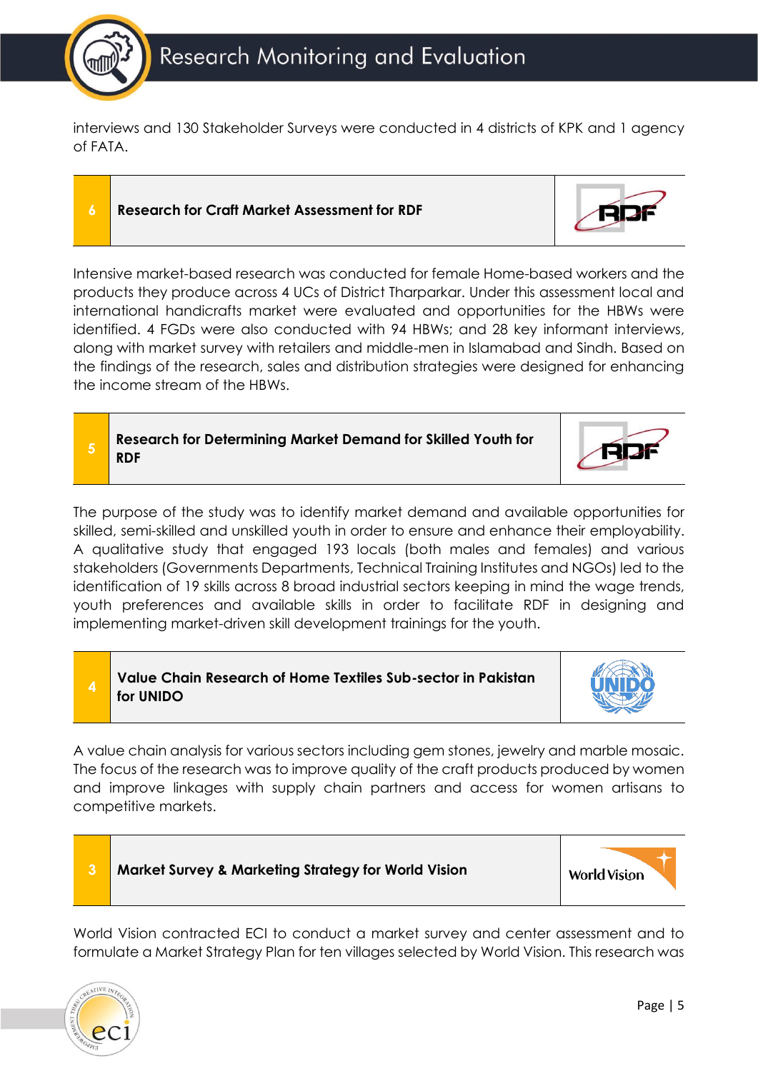interviews and 130 Stakeholder Surveys were conducted in 4 districts of KPK and 1 agency of FATA.

### 6 Research for Craft Market Assessment for RDF

Intensive market-based research was conducted for female Home-based workers and the products they produce across 4 UCs of District Tharparkar. Under this assessment local and international handicrafts market were evaluated and opportunities for the HBWs were identified. 4 FGDs were also conducted with 94 HBWs; and 28 key informant interviews, along with market survey with retailers and middle-men in Islamabad and Sindh. Based on the findings of the research, sales and distribution strategies were designed for enhancing the income stream of the HBWs.

### 5 Research for Determining Market Demand for Skilled Youth for RDF

The purpose of the study was to identify market demand and available opportunities for skilled, semi-skilled and unskilled youth in order to ensure and enhance their employability. A qualitative study that engaged 193 locals (both males and females) and various stakeholders (Governments Departments, Technical Training Institutes and NGOs) led to the identification of 19 skills across 8 broad industrial sectors keeping in mind the wage trends, youth preferences and available skills in order to facilitate RDF in designing and implementing market-driven skill development trainings for the youth.

### 4 Value Chain Research of Home Textiles Sub-sector in Pakistan for UNIDO

A value chain analysis for various sectors including gem stones, jewelry and marble mosaic. The focus of the research was to improve quality of the craft products produced by women and improve linkages with supply chain partners and access for women artisans to competitive markets.

### 3 Market Survey & Marketing Strategy for World Vision

World Vision contracted ECI to conduct a market survey and center assessment and to formulate a Market Strategy Plan for ten villages selected by World Vision. This research was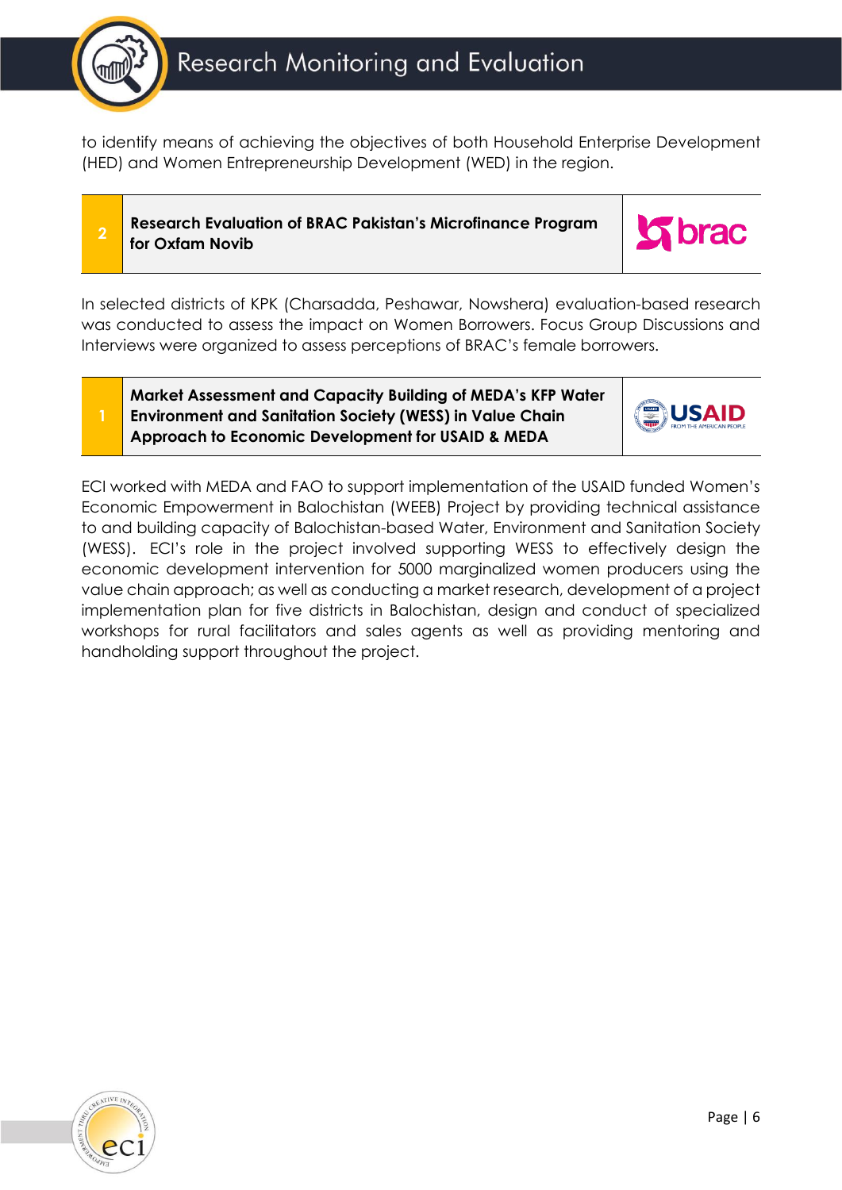to identify means of achieving the objectives of both Household Enterprise Development (HED) and Women Entrepreneurship Development (WED) in the region.

| | | |
|---|---|---|
| 2 | **Research Evaluation of BRAC Pakistan's Microfinance Program for Oxfam Novib** | brac |

In selected districts of KPK (Charsadda, Peshawar, Nowshera) evaluation-based research was conducted to assess the impact on Women Borrowers. Focus Group Discussions and Interviews were organized to assess perceptions of BRAC's female borrowers.

| | | |
|---|---|---|
| 1 | **Market Assessment and Capacity Building of MEDA's KFP Water Environment and Sanitation Society (WESS) in Value Chain Approach to Economic Development for USAID & MEDA** | USAID FROM THE AMERICAN PEOPLE |

ECI worked with MEDA and FAO to support implementation of the USAID funded Women's Economic Empowerment in Balochistan (WEEB) Project by providing technical assistance to and building capacity of Balochistan-based Water, Environment and Sanitation Society (WESS). ECI's role in the project involved supporting WESS to effectively design the economic development intervention for 5000 marginalized women producers using the value chain approach; as well as conducting a market research, development of a project implementation plan for five districts in Balochistan, design and conduct of specialized workshops for rural facilitators and sales agents as well as providing mentoring and handholding support throughout the project.